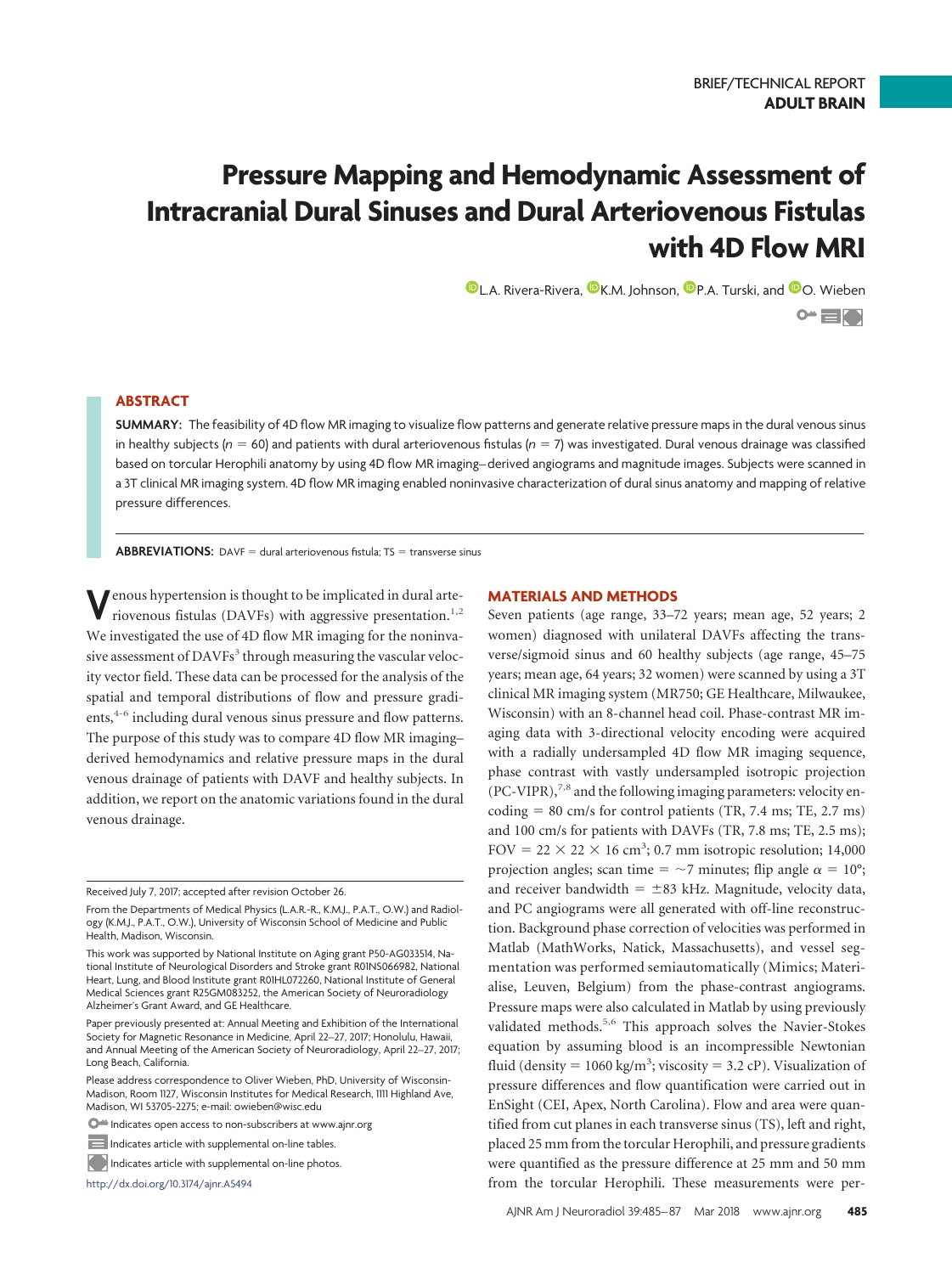BRIEF/TECHNICAL REPORT
**ADULT BRAIN**

# Pressure Mapping and Hemodynamic Assessment of Intracranial Dural Sinuses and Dural Arteriovenous Fistulas with 4D Flow MRI

L.A. Rivera-Rivera, K.M. Johnson, P.A. Turski, and O. Wieben

## ABSTRACT

**SUMMARY:** The feasibility of 4D flow MR imaging to visualize flow patterns and generate relative pressure maps in the dural venous sinus in healthy subjects ($n = 60$) and patients with dural arteriovenous fistulas ($n = 7$) was investigated. Dural venous drainage was classified based on torcular Herophili anatomy by using 4D flow MR imaging–derived angiograms and magnitude images. Subjects were scanned in a 3T clinical MR imaging system. 4D flow MR imaging enabled noninvasive characterization of dural sinus anatomy and mapping of relative pressure differences.

**ABBREVIATIONS:** DAVF = dural arteriovenous fistula; TS = transverse sinus

Venous hypertension is thought to be implicated in dural arteriovenous fistulas (DAVFs) with aggressive presentation.[1,2] We investigated the use of 4D flow MR imaging for the noninvasive assessment of DAVFs[3] through measuring the vascular velocity vector field. These data can be processed for the analysis of the spatial and temporal distributions of flow and pressure gradients,[4-6] including dural venous sinus pressure and flow patterns. The purpose of this study was to compare 4D flow MR imaging–derived hemodynamics and relative pressure maps in the dural venous drainage of patients with DAVF and healthy subjects. In addition, we report on the anatomic variations found in the dural venous drainage.

## MATERIALS AND METHODS

Seven patients (age range, 33–72 years; mean age, 52 years; 2 women) diagnosed with unilateral DAVFs affecting the transverse/sigmoid sinus and 60 healthy subjects (age range, 45–75 years; mean age, 64 years; 32 women) were scanned by using a 3T clinical MR imaging system (MR750; GE Healthcare, Milwaukee, Wisconsin) with an 8-channel head coil. Phase-contrast MR imaging data with 3-directional velocity encoding were acquired with a radially undersampled 4D flow MR imaging sequence, phase contrast with vastly undersampled isotropic projection (PC-VIPR),[7,8] and the following imaging parameters: velocity encoding = 80 cm/s for control patients (TR, 7.4 ms; TE, 2.7 ms) and 100 cm/s for patients with DAVFs (TR, 7.8 ms; TE, 2.5 ms); FOV = $22 \times 22 \times 16$ cm$^3$; 0.7 mm isotropic resolution; 14,000 projection angles; scan time = ~7 minutes; flip angle $\alpha = 10°$; and receiver bandwidth = ±83 kHz. Magnitude, velocity data, and PC angiograms were all generated with off-line reconstruction. Background phase correction of velocities was performed in Matlab (MathWorks, Natick, Massachusetts), and vessel segmentation was performed semiautomatically (Mimics; Materialise, Leuven, Belgium) from the phase-contrast angiograms. Pressure maps were also calculated in Matlab by using previously validated methods.[5,6] This approach solves the Navier-Stokes equation by assuming blood is an incompressible Newtonian fluid (density = 1060 kg/m$^3$; viscosity = 3.2 cP). Visualization of pressure differences and flow quantification were carried out in EnSight (CEI, Apex, North Carolina). Flow and area were quantified from cut planes in each transverse sinus (TS), left and right, placed 25 mm from the torcular Herophili, and pressure gradients were quantified as the pressure difference at 25 mm and 50 mm from the torcular Herophili. These measurements were per-

Received July 7, 2017; accepted after revision October 26.

From the Departments of Medical Physics (L.A.R.-R., K.M.J., P.A.T., O.W.) and Radiology (K.M.J., P.A.T., O.W.), University of Wisconsin School of Medicine and Public Health, Madison, Wisconsin.

This work was supported by National Institute on Aging grant P50-AG033514, National Institute of Neurological Disorders and Stroke grant R01NS066982, National Heart, Lung, and Blood Institute grant R01HL072260, National Institute of General Medical Sciences grant R25GM083252, the American Society of Neuroradiology Alzheimer's Grant Award, and GE Healthcare.

Paper previously presented at: Annual Meeting and Exhibition of the International Society for Magnetic Resonance in Medicine, April 22–27, 2017; Honolulu, Hawaii, and Annual Meeting of the American Society of Neuroradiology, April 22–27, 2017; Long Beach, California.

Please address correspondence to Oliver Wieben, PhD, University of Wisconsin-Madison, Room 1127, Wisconsin Institutes for Medical Research, 1111 Highland Ave, Madison, WI 53705-2275; e-mail: owieben@wisc.edu

Indicates open access to non-subscribers at www.ajnr.org

Indicates article with supplemental on-line tables.

Indicates article with supplemental on-line photos.

http://dx.doi.org/10.3174/ajnr.A5494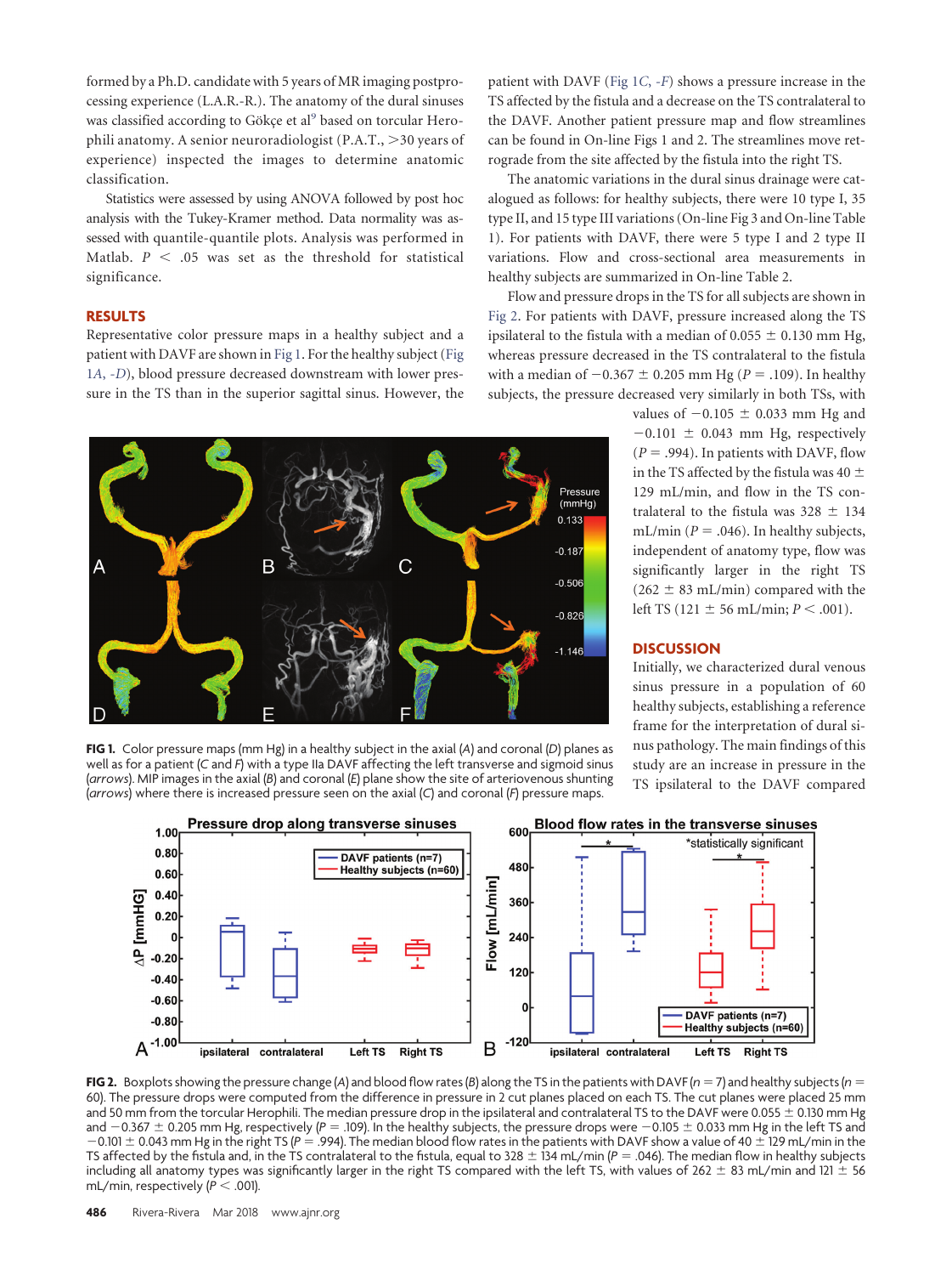formed by a Ph.D. candidate with 5 years of MR imaging postprocessing experience (L.A.R.-R.). The anatomy of the dural sinuses was classified according to Gökçe et al[9] based on torcular Herophili anatomy. A senior neuroradiologist (P.A.T., >30 years of experience) inspected the images to determine anatomic classification.

Statistics were assessed by using ANOVA followed by post hoc analysis with the Tukey-Kramer method. Data normality was assessed with quantile-quantile plots. Analysis was performed in Matlab. $P < .05$ was set as the threshold for statistical significance.

## RESULTS

Representative color pressure maps in a healthy subject and a patient with DAVF are shown in Fig 1. For the healthy subject (Fig 1*A*, *-D*), blood pressure decreased downstream with lower pressure in the TS than in the superior sagittal sinus. However, the patient with DAVF (Fig 1*C*, *-F*) shows a pressure increase in the TS affected by the fistula and a decrease on the TS contralateral to the DAVF. Another patient pressure map and flow streamlines can be found in On-line Figs 1 and 2. The streamlines move retrograde from the site affected by the fistula into the right TS.

The anatomic variations in the dural sinus drainage were catalogued as follows: for healthy subjects, there were 10 type I, 35 type II, and 15 type III variations (On-line Fig 3 and On-line Table 1). For patients with DAVF, there were 5 type I and 2 type II variations. Flow and cross-sectional area measurements in healthy subjects are summarized in On-line Table 2.

Flow and pressure drops in the TS for all subjects are shown in Fig 2. For patients with DAVF, pressure increased along the TS ipsilateral to the fistula with a median of 0.055 ± 0.130 mm Hg, whereas pressure decreased in the TS contralateral to the fistula with a median of −0.367 ± 0.205 mm Hg ($P = .109$). In healthy subjects, the pressure decreased very similarly in both TSs, with values of −0.105 ± 0.033 mm Hg and −0.101 ± 0.043 mm Hg, respectively ($P = .994$). In patients with DAVF, flow in the TS affected by the fistula was 40 ± 129 mL/min, and flow in the TS contralateral to the fistula was 328 ± 134 mL/min ($P = .046$). In healthy subjects, independent of anatomy type, flow was significantly larger in the right TS (262 ± 83 mL/min) compared with the left TS (121 ± 56 mL/min; $P < .001$).

Pressure (mmHg)
0.133
-0.187
-0.506
-0.826
-1.146
A B C D E F

**FIG 1.** Color pressure maps (mm Hg) in a healthy subject in the axial (*A*) and coronal (*D*) planes as well as for a patient (*C* and *F*) with a type IIa DAVF affecting the left transverse and sigmoid sinus (*arrows*). MIP images in the axial (*B*) and coronal (*E*) plane show the site of arteriovenous shunting (*arrows*) where there is increased pressure seen on the axial (*C*) and coronal (*F*) pressure maps.

## DISCUSSION

Initially, we characterized dural venous sinus pressure in a population of 60 healthy subjects, establishing a reference frame for the interpretation of dural sinus pathology. The main findings of this study are an increase in pressure in the TS ipsilateral to the DAVF compared

Pressure drop along transverse sinuses
ΔP [mmHg]
1.00
0.80
0.60
0.40
0.20
0
-0.20
-0.40
-0.60
-0.80
-1.00
DAVF patients (n=7)
Healthy subjects (n=60)
ipsilateral contralateral Left TS Right TS
A

Blood flow rates in the transverse sinuses
Flow [mL/min]
600
480
360
240
120
0
-120
*statistically significant
*
*
DAVF patients (n=7)
Healthy subjects (n=60)
ipsilateral contralateral Left TS Right TS
B

**FIG 2.** Boxplots showing the pressure change (*A*) and blood flow rates (*B*) along the TS in the patients with DAVF ($n = 7$) and healthy subjects ($n = 60$). The pressure drops were computed from the difference in pressure in 2 cut planes placed on each TS. The cut planes were placed 25 mm and 50 mm from the torcular Herophili. The median pressure drop in the ipsilateral and contralateral TS to the DAVF were 0.055 ± 0.130 mm Hg and −0.367 ± 0.205 mm Hg, respectively ($P = .109$). In the healthy subjects, the pressure drops were −0.105 ± 0.033 mm Hg in the left TS and −0.101 ± 0.043 mm Hg in the right TS ($P = .994$). The median blood flow rates in the patients with DAVF show a value of 40 ± 129 mL/min in the TS affected by the fistula and, in the TS contralateral to the fistula, equal to 328 ± 134 mL/min ($P = .046$). The median flow in healthy subjects including all anatomy types was significantly larger in the right TS compared with the left TS, with values of 262 ± 83 mL/min and 121 ± 56 mL/min, respectively ($P < .001$).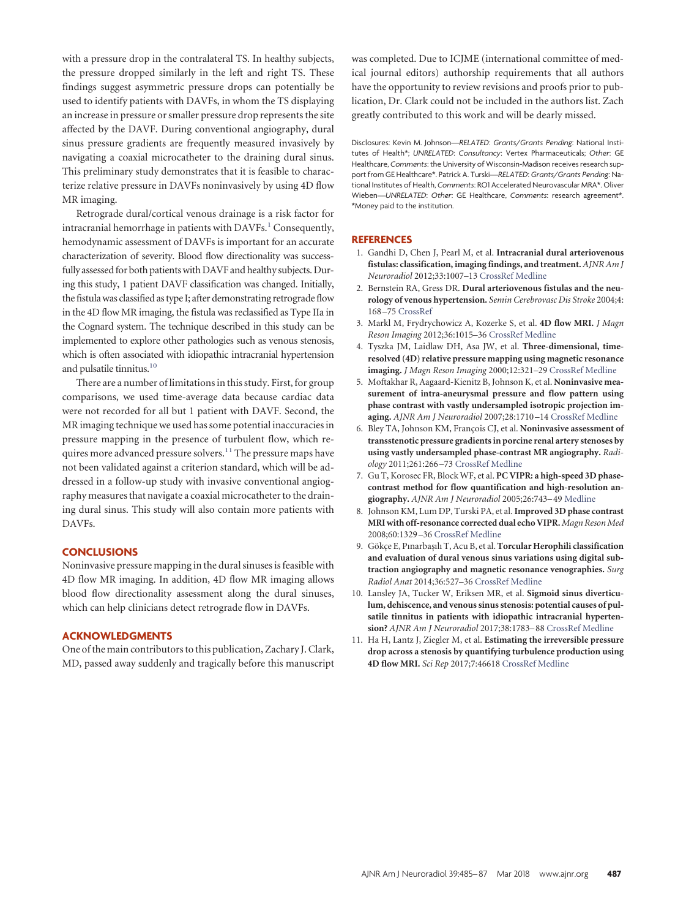with a pressure drop in the contralateral TS. In healthy subjects, the pressure dropped similarly in the left and right TS. These findings suggest asymmetric pressure drops can potentially be used to identify patients with DAVFs, in whom the TS displaying an increase in pressure or smaller pressure drop represents the site affected by the DAVF. During conventional angiography, dural sinus pressure gradients are frequently measured invasively by navigating a coaxial microcatheter to the draining dural sinus. This preliminary study demonstrates that it is feasible to characterize relative pressure in DAVFs noninvasively by using 4D flow MR imaging.

Retrograde dural/cortical venous drainage is a risk factor for intracranial hemorrhage in patients with DAVFs.[1] Consequently, hemodynamic assessment of DAVFs is important for an accurate characterization of severity. Blood flow directionality was successfully assessed for both patients with DAVF and healthy subjects. During this study, 1 patient DAVF classification was changed. Initially, the fistula was classified as type I; after demonstrating retrograde flow in the 4D flow MR imaging, the fistula was reclassified as Type IIa in the Cognard system. The technique described in this study can be implemented to explore other pathologies such as venous stenosis, which is often associated with idiopathic intracranial hypertension and pulsatile tinnitus.[10]

There are a number of limitations in this study. First, for group comparisons, we used time-average data because cardiac data were not recorded for all but 1 patient with DAVF. Second, the MR imaging technique we used has some potential inaccuracies in pressure mapping in the presence of turbulent flow, which requires more advanced pressure solvers.[11] The pressure maps have not been validated against a criterion standard, which will be addressed in a follow-up study with invasive conventional angiography measures that navigate a coaxial microcatheter to the draining dural sinus. This study will also contain more patients with DAVFs.

## CONCLUSIONS

Noninvasive pressure mapping in the dural sinuses is feasible with 4D flow MR imaging. In addition, 4D flow MR imaging allows blood flow directionality assessment along the dural sinuses, which can help clinicians detect retrograde flow in DAVFs.

## ACKNOWLEDGMENTS

One of the main contributors to this publication, Zachary J. Clark, MD, passed away suddenly and tragically before this manuscript was completed. Due to ICJME (international committee of medical journal editors) authorship requirements that all authors have the opportunity to review revisions and proofs prior to publication, Dr. Clark could not be included in the authors list. Zach greatly contributed to this work and will be dearly missed.

Disclosures: Kevin M. Johnson—*RELATED*: *Grants/Grants Pending*: National Institutes of Health*; *UNRELATED*: *Consultancy*: Vertex Pharmaceuticals; *Other*: GE Healthcare, *Comments*: the University of Wisconsin-Madison receives research support from GE Healthcare*. Patrick A. Turski—*RELATED*: *Grants/Grants Pending*: National Institutes of Health, *Comments*: RO1 Accelerated Neurovascular MRA*. Oliver Wieben—*UNRELATED*: *Other*: GE Healthcare, *Comments*: research agreement*. *Money paid to the institution.

## REFERENCES

1. Gandhi D, Chen J, Pearl M, et al. **Intracranial dural arteriovenous fistulas: classification, imaging findings, and treatment.** *AJNR Am J Neuroradiol* 2012;33:1007–13 CrossRef Medline
2. Bernstein RA, Gress DR. **Dural arteriovenous fistulas and the neurology of venous hypertension.** *Semin Cerebrovasc Dis Stroke* 2004;4:168–75 CrossRef
3. Markl M, Frydrychowicz A, Kozerke S, et al. **4D flow MRI.** *J Magn Reson Imaging* 2012;36:1015–36 CrossRef Medline
4. Tyszka JM, Laidlaw DH, Asa JW, et al. **Three-dimensional, time-resolved (4D) relative pressure mapping using magnetic resonance imaging.** *J Magn Reson Imaging* 2000;12:321–29 CrossRef Medline
5. Moftakhar R, Aagaard-Kienitz B, Johnson K, et al. **Noninvasive measurement of intra-aneurysmal pressure and flow pattern using phase contrast with vastly undersampled isotropic projection imaging.** *AJNR Am J Neuroradiol* 2007;28:1710–14 CrossRef Medline
6. Bley TA, Johnson KM, François CJ, et al. **Noninvasive assessment of transstenotic pressure gradients in porcine renal artery stenoses by using vastly undersampled phase-contrast MR angiography.** *Radiology* 2011;261:266–73 CrossRef Medline
7. Gu T, Korosec FR, Block WF, et al. **PC VIPR: a high-speed 3D phase-contrast method for flow quantification and high-resolution angiography.** *AJNR Am J Neuroradiol* 2005;26:743–49 Medline
8. Johnson KM, Lum DP, Turski PA, et al. **Improved 3D phase contrast MRI with off-resonance corrected dual echo VIPR.** *Magn Reson Med* 2008;60:1329–36 CrossRef Medline
9. Gökçe E, Pınarbaşılı T, Acu B, et al. **Torcular Herophili classification and evaluation of dural venous sinus variations using digital subtraction angiography and magnetic resonance venographies.** *Surg Radiol Anat* 2014;36:527–36 CrossRef Medline
10. Lansley JA, Tucker W, Eriksen MR, et al. **Sigmoid sinus diverticulum, dehiscence, and venous sinus stenosis: potential causes of pulsatile tinnitus in patients with idiopathic intracranial hypertension?** *AJNR Am J Neuroradiol* 2017;38:1783–88 CrossRef Medline
11. Ha H, Lantz J, Ziegler M, et al. **Estimating the irreversible pressure drop across a stenosis by quantifying turbulence production using 4D flow MRI.** *Sci Rep* 2017;7:46618 CrossRef Medline